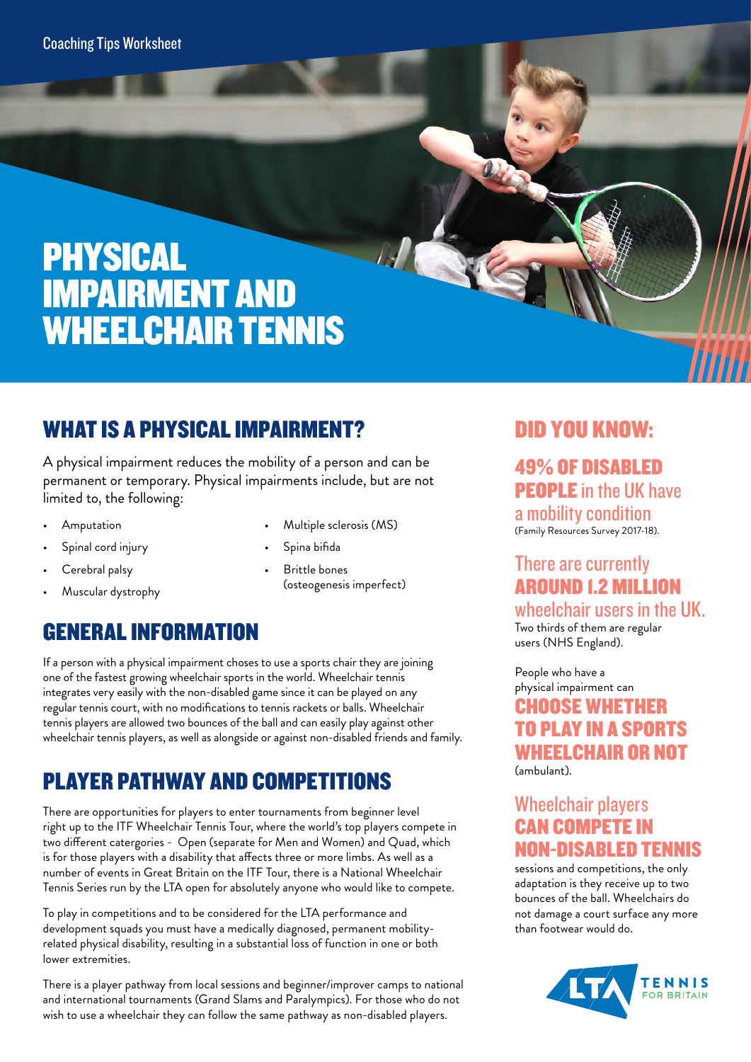Coaching Tips Worksheet

# PHYSICAL IMPAIRMENT AND WHEELCHAIR TENNIS

## WHAT IS A PHYSICAL IMPAIRMENT?

A physical impairment reduces the mobility of a person and can be permanent or temporary. Physical impairments include, but are not limited to, the following:

- Amputation
- Spinal cord injury
- Cerebral palsy
- Muscular dystrophy
- Multiple sclerosis (MS)
- Spina bifida
- Brittle bones (osteogenesis imperfect)

## GENERAL INFORMATION

If a person with a physical impairment choses to use a sports chair they are joining one of the fastest growing wheelchair sports in the world. Wheelchair tennis integrates very easily with the non-disabled game since it can be played on any regular tennis court, with no modifications to tennis rackets or balls. Wheelchair tennis players are allowed two bounces of the ball and can easily play against other wheelchair tennis players, as well as alongside or against non-disabled friends and family.

## PLAYER PATHWAY AND COMPETITIONS

There are opportunities for players to enter tournaments from beginner level right up to the ITF Wheelchair Tennis Tour, where the world's top players compete in two different catergories - Open (separate for Men and Women) and Quad, which is for those players with a disability that affects three or more limbs. As well as a number of events in Great Britain on the ITF Tour, there is a National Wheelchair Tennis Series run by the LTA open for absolutely anyone who would like to compete.

To play in competitions and to be considered for the LTA performance and development squads you must have a medically diagnosed, permanent mobility-related physical disability, resulting in a substantial loss of function in one or both lower extremities.

There is a player pathway from local sessions and beginner/improver camps to national and international tournaments (Grand Slams and Paralympics). For those who do not wish to use a wheelchair they can follow the same pathway as non-disabled players.

## DID YOU KNOW:

**49% OF DISABLED PEOPLE** in the UK have a mobility condition (Family Resources Survey 2017-18).

There are currently **AROUND 1.2 MILLION** wheelchair users in the UK. Two thirds of them are regular users (NHS England).

People who have a physical impairment can **CHOOSE WHETHER TO PLAY IN A SPORTS WHEELCHAIR OR NOT** (ambulant).

Wheelchair players **CAN COMPETE IN NON-DISABLED TENNIS** sessions and competitions, the only adaptation is they receive up to two bounces of the ball. Wheelchairs do not damage a court surface any more than footwear would do.

LTA TENNIS FOR BRITAIN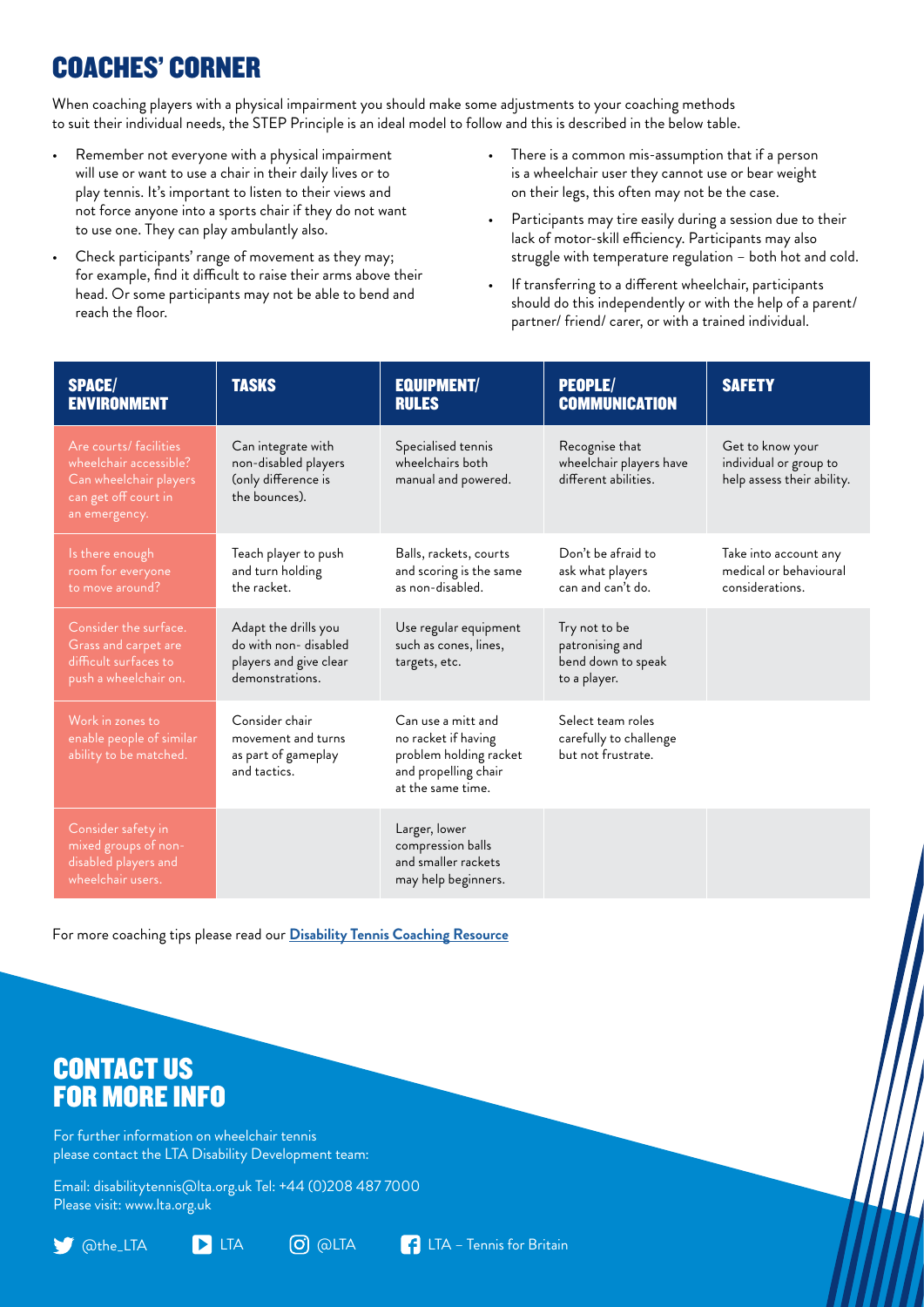## COACHES' CORNER

When coaching players with a physical impairment you should make some adjustments to your coaching methods to suit their individual needs, the STEP Principle is an ideal model to follow and this is described in the below table.

- Remember not everyone with a physical impairment will use or want to use a chair in their daily lives or to play tennis. It's important to listen to their views and not force anyone into a sports chair if they do not want to use one. They can play ambulantly also.
- Check participants' range of movement as they may; for example, find it difficult to raise their arms above their head. Or some participants may not be able to bend and reach the floor.
- There is a common mis-assumption that if a person is a wheelchair user they cannot use or bear weight on their legs, this often may not be the case.
- Participants may tire easily during a session due to their lack of motor-skill efficiency. Participants may also struggle with temperature regulation – both hot and cold.
- If transferring to a different wheelchair, participants should do this independently or with the help of a parent/ partner/ friend/ carer, or with a trained individual.

| SPACE/ ENVIRONMENT | TASKS | EQUIPMENT/ RULES | PEOPLE/ COMMUNICATION | SAFETY |
|---|---|---|---|---|
| Are courts/ facilities wheelchair accessible? Can wheelchair players can get off court in an emergency. | Can integrate with non-disabled players (only difference is the bounces). | Specialised tennis wheelchairs both manual and powered. | Recognise that wheelchair players have different abilities. | Get to know your individual or group to help assess their ability. |
| Is there enough room for everyone to move around? | Teach player to push and turn holding the racket. | Balls, rackets, courts and scoring is the same as non-disabled. | Don't be afraid to ask what players can and can't do. | Take into account any medical or behavioural considerations. |
| Consider the surface. Grass and carpet are difficult surfaces to push a wheelchair on. | Adapt the drills you do with non- disabled players and give clear demonstrations. | Use regular equipment such as cones, lines, targets, etc. | Try not to be patronising and bend down to speak to a player. | |
| Work in zones to enable people of similar ability to be matched. | Consider chair movement and turns as part of gameplay and tactics. | Can use a mitt and no racket if having problem holding racket and propelling chair at the same time. | Select team roles carefully to challenge but not frustrate. | |
| Consider safety in mixed groups of non-disabled players and wheelchair users. | | Larger, lower compression balls and smaller rackets may help beginners. | | |

For more coaching tips please read our **Disability Tennis Coaching Resource**

## CONTACT US FOR MORE INFO

For further information on wheelchair tennis please contact the LTA Disability Development team:

Email: disabilitytennis@lta.org.uk Tel: +44 (0)208 487 7000
Please visit: www.lta.org.uk

@the_LTA    LTA    @LTA    LTA – Tennis for Britain